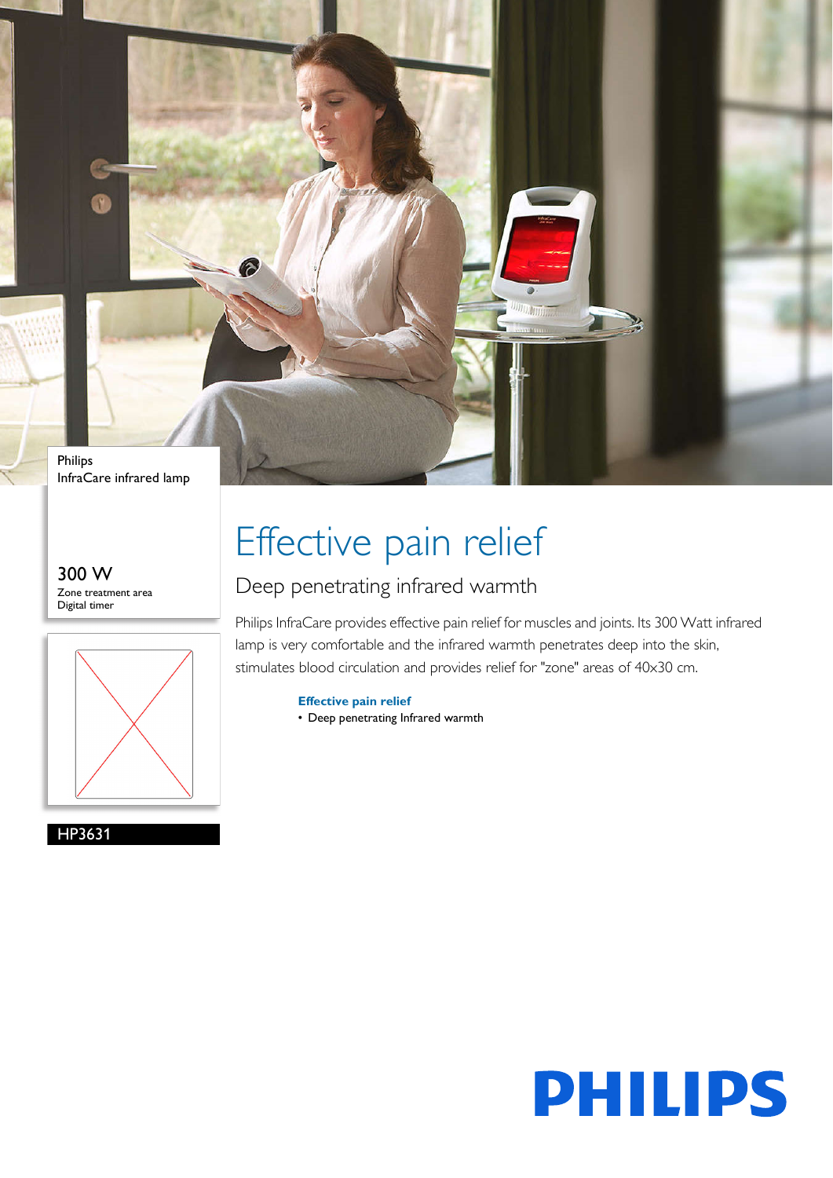Philips
InfraCare infrared lamp

300 W
Zone treatment area
Digital timer

HP3631

# Effective pain relief

## Deep penetrating infrared warmth

Philips InfraCare provides effective pain relief for muscles and joints. Its 300 Watt infrared lamp is very comfortable and the infrared warmth penetrates deep into the skin, stimulates blood circulation and provides relief for "zone" areas of 40x30 cm.

**Effective pain relief**
- Deep penetrating Infrared warmth

PHILIPS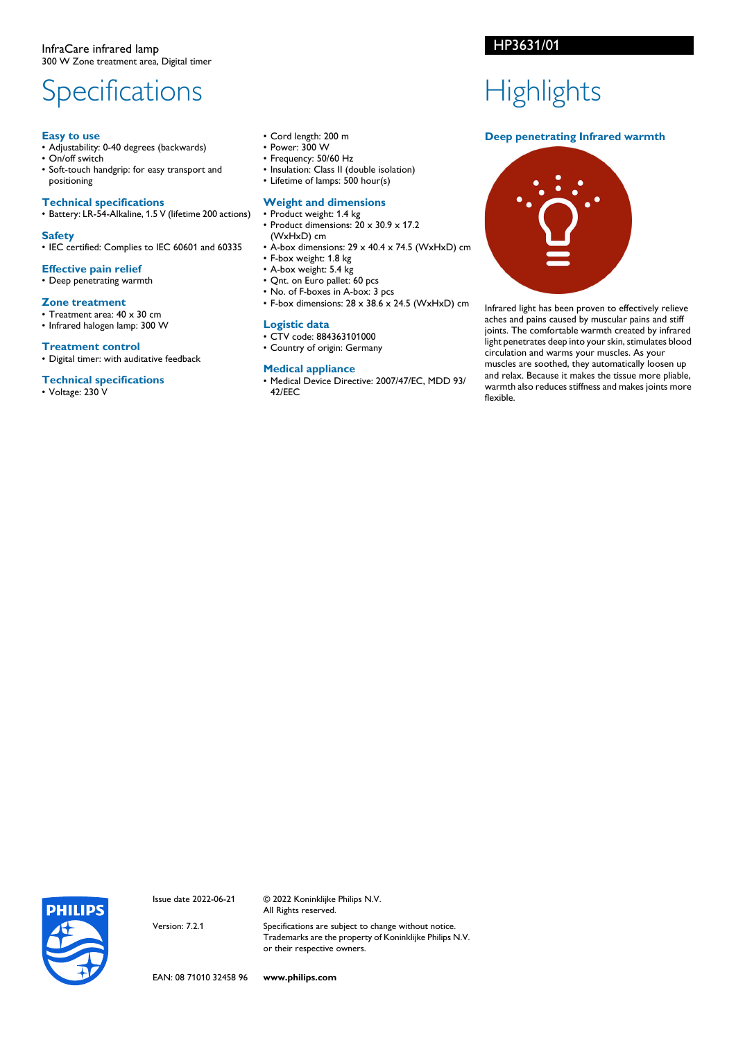InfraCare infrared lamp
300 W Zone treatment area, Digital timer

HP3631/01

# Specifications

### Easy to use
- Adjustability: 0-40 degrees (backwards)
- On/off switch
- Soft-touch handgrip: for easy transport and positioning

### Technical specifications
- Battery: LR-54-Alkaline, 1.5 V (lifetime 200 actions)

### Safety
- IEC certified: Complies to IEC 60601 and 60335

### Effective pain relief
- Deep penetrating warmth

### Zone treatment
- Treatment area: 40 x 30 cm
- Infrared halogen lamp: 300 W

### Treatment control
- Digital timer: with auditative feedback

### Technical specifications
- Voltage: 230 V
- Cord length: 200 m
- Power: 300 W
- Frequency: 50/60 Hz
- Insulation: Class II (double isolation)
- Lifetime of lamps: 500 hour(s)

### Weight and dimensions
- Product weight: 1.4 kg
- Product dimensions: 20 x 30.9 x 17.2 (WxHxD) cm
- A-box dimensions: 29 x 40.4 x 74.5 (WxHxD) cm
- F-box weight: 1.8 kg
- A-box weight: 5.4 kg
- Qnt. on Euro pallet: 60 pcs
- No. of F-boxes in A-box: 3 pcs
- F-box dimensions: 28 x 38.6 x 24.5 (WxHxD) cm

### Logistic data
- CTV code: 884363101000
- Country of origin: Germany

### Medical appliance
- Medical Device Directive: 2007/47/EC, MDD 93/42/EEC

# Highlights

### Deep penetrating Infrared warmth

Infrared light has been proven to effectively relieve aches and pains caused by muscular pains and stiff joints. The comfortable warmth created by infrared light penetrates deep into your skin, stimulates blood circulation and warms your muscles. As your muscles are soothed, they automatically loosen up and relax. Because it makes the tissue more pliable, warmth also reduces stiffness and makes joints more flexible.

Issue date 2022-06-21

Version: 7.2.1

EAN: 08 71010 32458 96

© 2022 Koninklijke Philips N.V.
All Rights reserved.

Specifications are subject to change without notice. Trademarks are the property of Koninklijke Philips N.V. or their respective owners.

**www.philips.com**